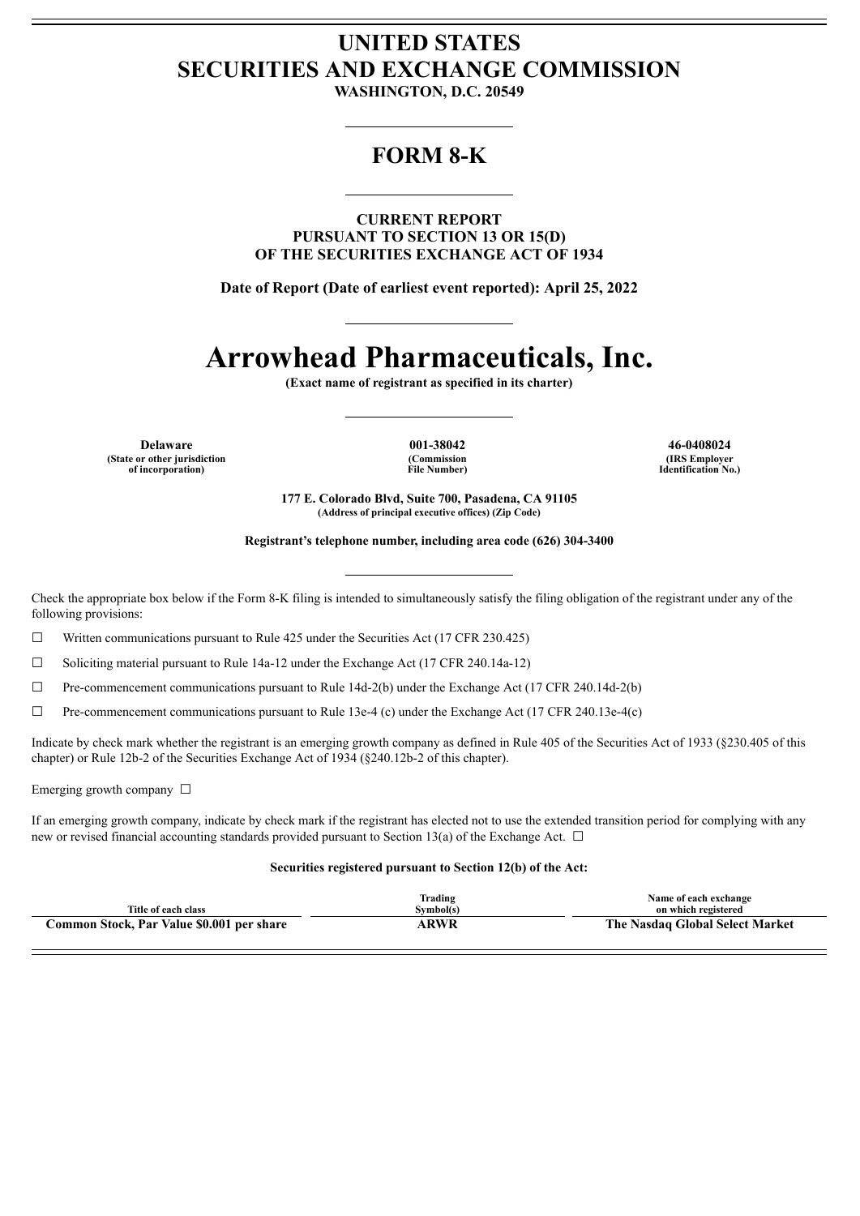# UNITED STATES SECURITIES AND EXCHANGE COMMISSION

**WASHINGTON, D.C. 20549**

## FORM 8-K

**CURRENT REPORT PURSUANT TO SECTION 13 OR 15(D) OF THE SECURITIES EXCHANGE ACT OF 1934**

**Date of Report (Date of earliest event reported): April 25, 2022**

# Arrowhead Pharmaceuticals, Inc.

**(Exact name of registrant as specified in its charter)**

| Delaware | 001-38042 | 46-0408024 |
|---|---|---|
| (State or other jurisdiction of incorporation) | (Commission File Number) | (IRS Employer Identification No.) |

**177 E. Colorado Blvd, Suite 700, Pasadena, CA 91105**
**(Address of principal executive offices) (Zip Code)**

**Registrant's telephone number, including area code (626) 304-3400**

Check the appropriate box below if the Form 8-K filing is intended to simultaneously satisfy the filing obligation of the registrant under any of the following provisions:

☐ Written communications pursuant to Rule 425 under the Securities Act (17 CFR 230.425)

☐ Soliciting material pursuant to Rule 14a-12 under the Exchange Act (17 CFR 240.14a-12)

☐ Pre-commencement communications pursuant to Rule 14d-2(b) under the Exchange Act (17 CFR 240.14d-2(b)

☐ Pre-commencement communications pursuant to Rule 13e-4 (c) under the Exchange Act (17 CFR 240.13e-4(c)

Indicate by check mark whether the registrant is an emerging growth company as defined in Rule 405 of the Securities Act of 1933 (§230.405 of this chapter) or Rule 12b-2 of the Securities Exchange Act of 1934 (§240.12b-2 of this chapter).

Emerging growth company ☐

If an emerging growth company, indicate by check mark if the registrant has elected not to use the extended transition period for complying with any new or revised financial accounting standards provided pursuant to Section 13(a) of the Exchange Act. ☐

**Securities registered pursuant to Section 12(b) of the Act:**

| Title of each class | Trading Symbol(s) | Name of each exchange on which registered |
|---|---|---|
| **Common Stock, Par Value $0.001 per share** | **ARWR** | **The Nasdaq Global Select Market** |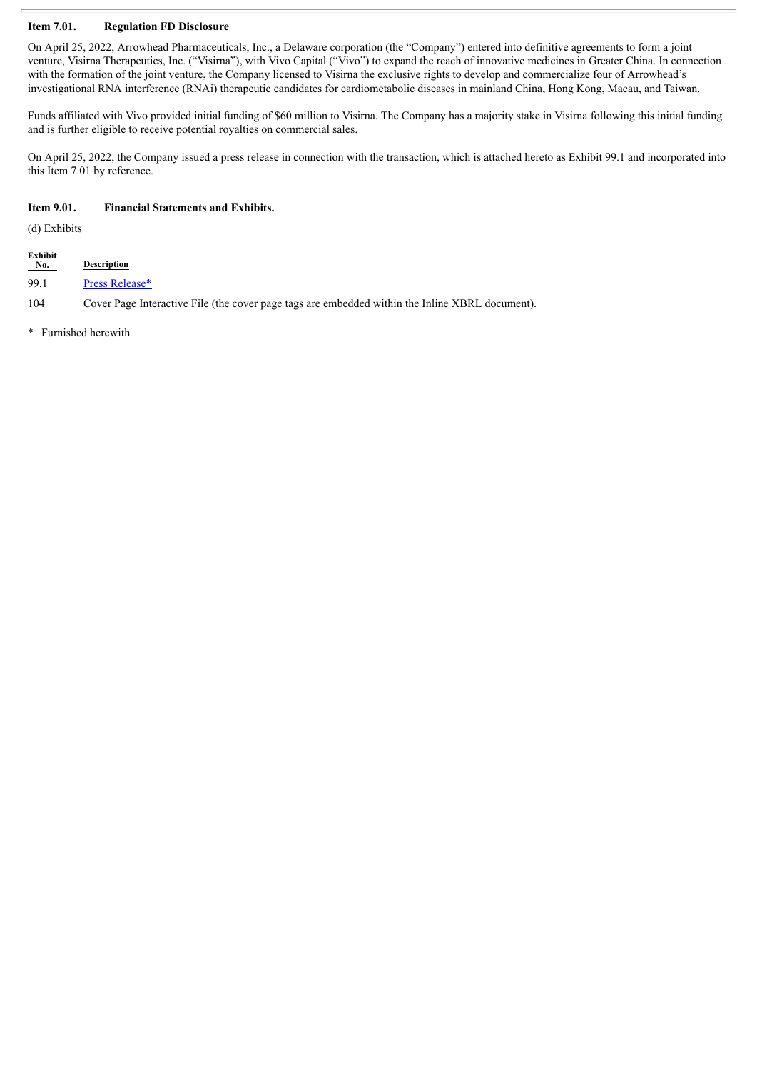**Item 7.01. Regulation FD Disclosure**

On April 25, 2022, Arrowhead Pharmaceuticals, Inc., a Delaware corporation (the "Company") entered into definitive agreements to form a joint venture, Visirna Therapeutics, Inc. ("Visirna"), with Vivo Capital ("Vivo") to expand the reach of innovative medicines in Greater China. In connection with the formation of the joint venture, the Company licensed to Visirna the exclusive rights to develop and commercialize four of Arrowhead's investigational RNA interference (RNAi) therapeutic candidates for cardiometabolic diseases in mainland China, Hong Kong, Macau, and Taiwan.

Funds affiliated with Vivo provided initial funding of $60 million to Visirna. The Company has a majority stake in Visirna following this initial funding and is further eligible to receive potential royalties on commercial sales.

On April 25, 2022, the Company issued a press release in connection with the transaction, which is attached hereto as Exhibit 99.1 and incorporated into this Item 7.01 by reference.

**Item 9.01. Financial Statements and Exhibits.**

(d) Exhibits

| Exhibit No. | Description |
|---|---|
| 99.1 | Press Release* |
| 104 | Cover Page Interactive File (the cover page tags are embedded within the Inline XBRL document). |

\* Furnished herewith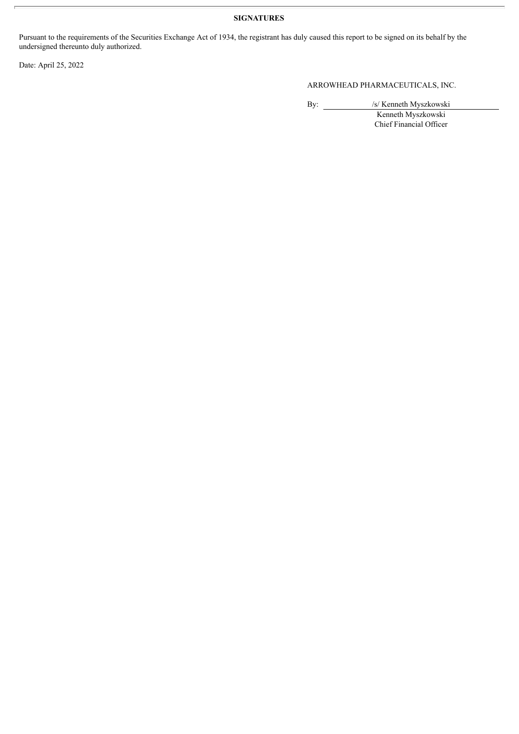**SIGNATURES**

Pursuant to the requirements of the Securities Exchange Act of 1934, the registrant has duly caused this report to be signed on its behalf by the undersigned thereunto duly authorized.

Date: April 25, 2022

ARROWHEAD PHARMACEUTICALS, INC.

By: /s/ Kenneth Myszkowski
Kenneth Myszkowski
Chief Financial Officer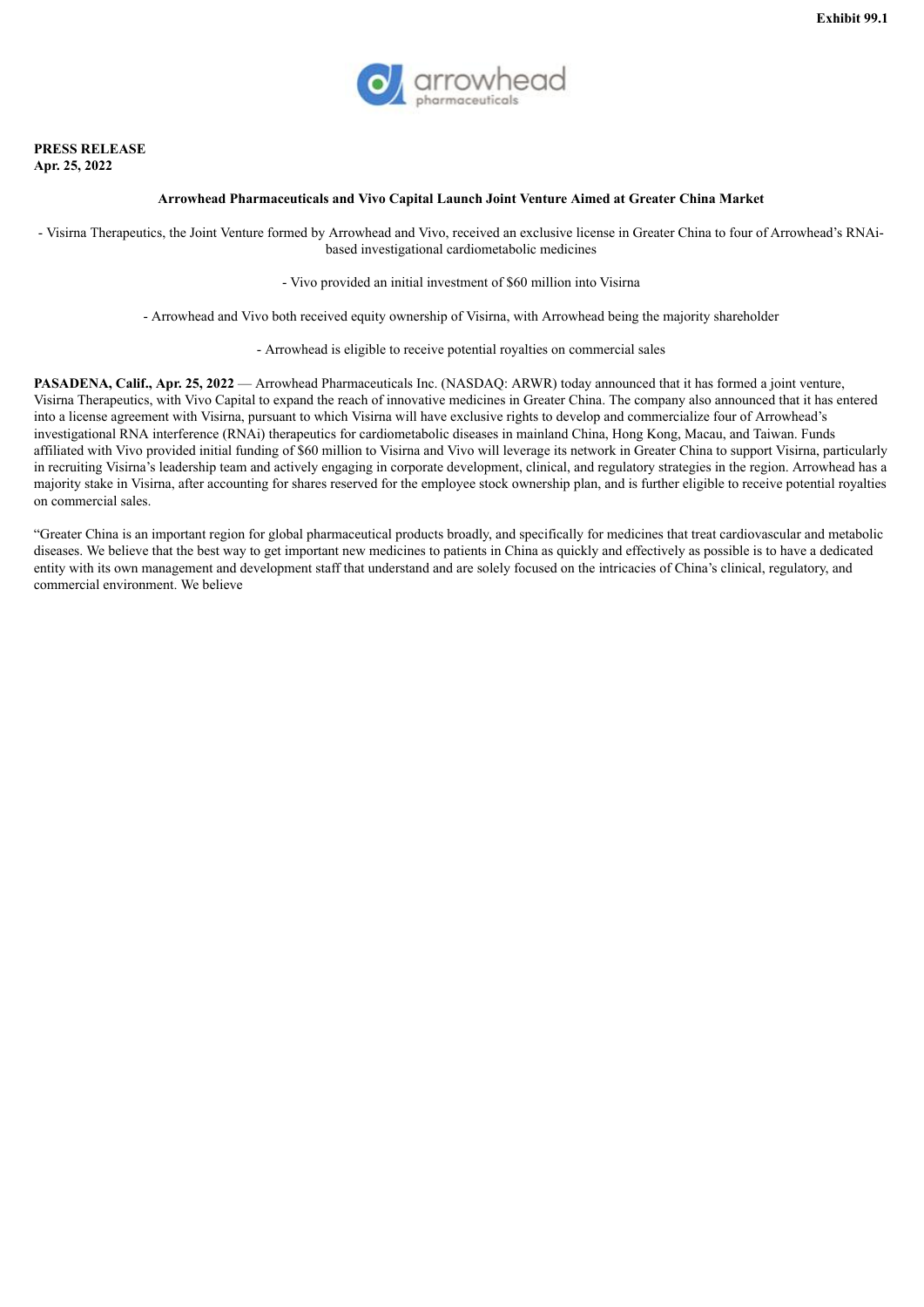Exhibit 99.1

**PRESS RELEASE**
**Apr. 25, 2022**

**Arrowhead Pharmaceuticals and Vivo Capital Launch Joint Venture Aimed at Greater China Market**

- Visirna Therapeutics, the Joint Venture formed by Arrowhead and Vivo, received an exclusive license in Greater China to four of Arrowhead's RNAi-based investigational cardiometabolic medicines

- Vivo provided an initial investment of $60 million into Visirna

- Arrowhead and Vivo both received equity ownership of Visirna, with Arrowhead being the majority shareholder

- Arrowhead is eligible to receive potential royalties on commercial sales

**PASADENA, Calif., Apr. 25, 2022** — Arrowhead Pharmaceuticals Inc. (NASDAQ: ARWR) today announced that it has formed a joint venture, Visirna Therapeutics, with Vivo Capital to expand the reach of innovative medicines in Greater China. The company also announced that it has entered into a license agreement with Visirna, pursuant to which Visirna will have exclusive rights to develop and commercialize four of Arrowhead's investigational RNA interference (RNAi) therapeutics for cardiometabolic diseases in mainland China, Hong Kong, Macau, and Taiwan. Funds affiliated with Vivo provided initial funding of $60 million to Visirna and Vivo will leverage its network in Greater China to support Visirna, particularly in recruiting Visirna's leadership team and actively engaging in corporate development, clinical, and regulatory strategies in the region. Arrowhead has a majority stake in Visirna, after accounting for shares reserved for the employee stock ownership plan, and is further eligible to receive potential royalties on commercial sales.

"Greater China is an important region for global pharmaceutical products broadly, and specifically for medicines that treat cardiovascular and metabolic diseases. We believe that the best way to get important new medicines to patients in China as quickly and effectively as possible is to have a dedicated entity with its own management and development staff that understand and are solely focused on the intricacies of China's clinical, regulatory, and commercial environment. We believe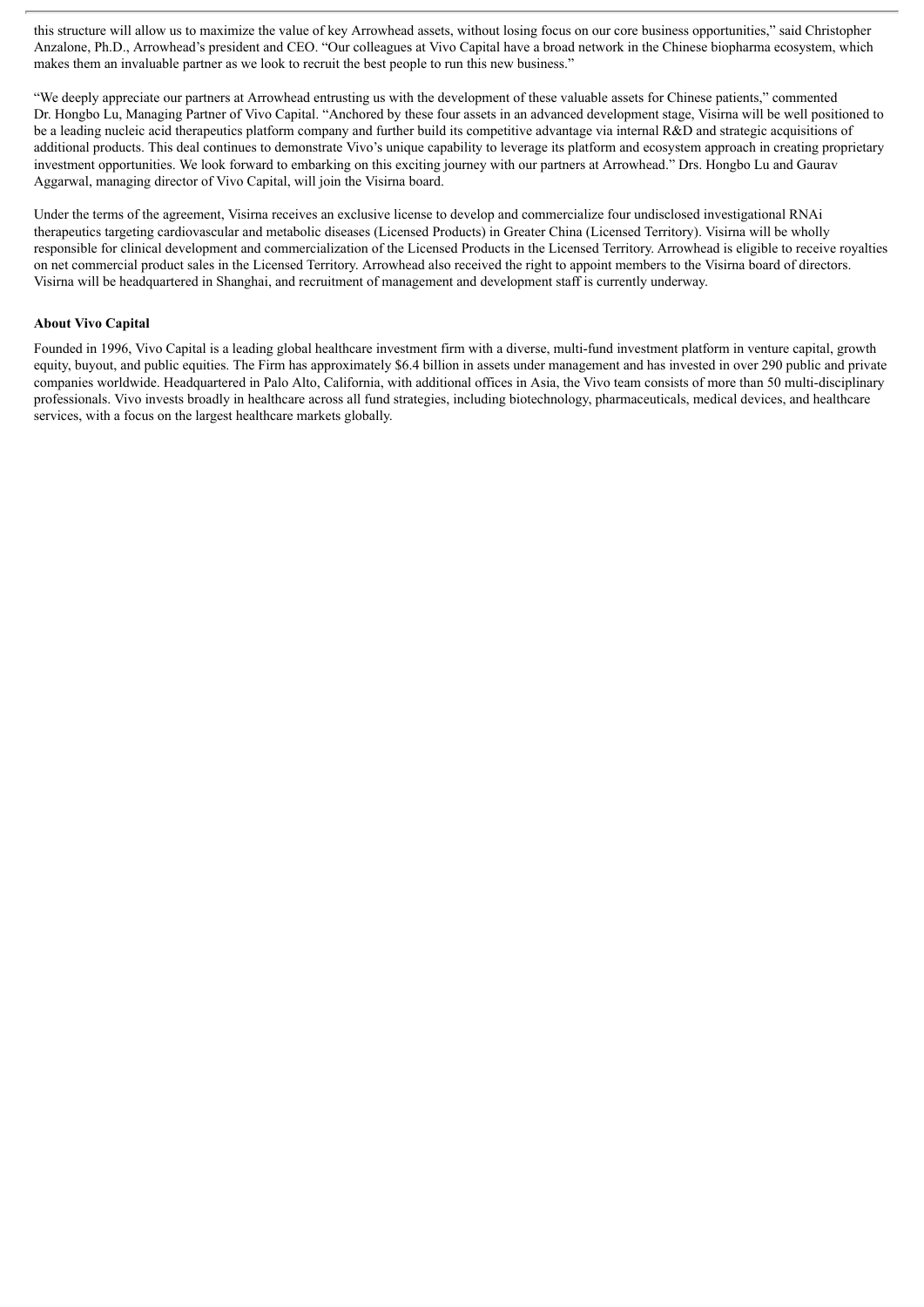this structure will allow us to maximize the value of key Arrowhead assets, without losing focus on our core business opportunities," said Christopher Anzalone, Ph.D., Arrowhead's president and CEO. "Our colleagues at Vivo Capital have a broad network in the Chinese biopharma ecosystem, which makes them an invaluable partner as we look to recruit the best people to run this new business."

"We deeply appreciate our partners at Arrowhead entrusting us with the development of these valuable assets for Chinese patients," commented Dr. Hongbo Lu, Managing Partner of Vivo Capital. "Anchored by these four assets in an advanced development stage, Visirna will be well positioned to be a leading nucleic acid therapeutics platform company and further build its competitive advantage via internal R&D and strategic acquisitions of additional products. This deal continues to demonstrate Vivo's unique capability to leverage its platform and ecosystem approach in creating proprietary investment opportunities. We look forward to embarking on this exciting journey with our partners at Arrowhead." Drs. Hongbo Lu and Gaurav Aggarwal, managing director of Vivo Capital, will join the Visirna board.

Under the terms of the agreement, Visirna receives an exclusive license to develop and commercialize four undisclosed investigational RNAi therapeutics targeting cardiovascular and metabolic diseases (Licensed Products) in Greater China (Licensed Territory). Visirna will be wholly responsible for clinical development and commercialization of the Licensed Products in the Licensed Territory. Arrowhead is eligible to receive royalties on net commercial product sales in the Licensed Territory. Arrowhead also received the right to appoint members to the Visirna board of directors. Visirna will be headquartered in Shanghai, and recruitment of management and development staff is currently underway.

**About Vivo Capital**

Founded in 1996, Vivo Capital is a leading global healthcare investment firm with a diverse, multi-fund investment platform in venture capital, growth equity, buyout, and public equities. The Firm has approximately $6.4 billion in assets under management and has invested in over 290 public and private companies worldwide. Headquartered in Palo Alto, California, with additional offices in Asia, the Vivo team consists of more than 50 multi-disciplinary professionals. Vivo invests broadly in healthcare across all fund strategies, including biotechnology, pharmaceuticals, medical devices, and healthcare services, with a focus on the largest healthcare markets globally.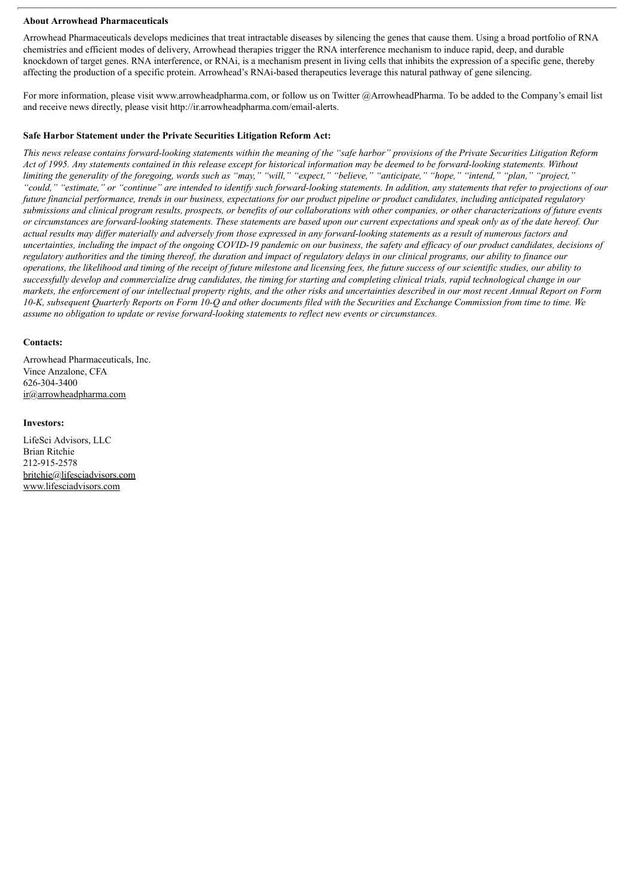**About Arrowhead Pharmaceuticals**

Arrowhead Pharmaceuticals develops medicines that treat intractable diseases by silencing the genes that cause them. Using a broad portfolio of RNA chemistries and efficient modes of delivery, Arrowhead therapies trigger the RNA interference mechanism to induce rapid, deep, and durable knockdown of target genes. RNA interference, or RNAi, is a mechanism present in living cells that inhibits the expression of a specific gene, thereby affecting the production of a specific protein. Arrowhead's RNAi-based therapeutics leverage this natural pathway of gene silencing.

For more information, please visit www.arrowheadpharma.com, or follow us on Twitter @ArrowheadPharma. To be added to the Company's email list and receive news directly, please visit http://ir.arrowheadpharma.com/email-alerts.

**Safe Harbor Statement under the Private Securities Litigation Reform Act:**

*This news release contains forward-looking statements within the meaning of the "safe harbor" provisions of the Private Securities Litigation Reform Act of 1995. Any statements contained in this release except for historical information may be deemed to be forward-looking statements. Without limiting the generality of the foregoing, words such as "may," "will," "expect," "believe," "anticipate," "hope," "intend," "plan," "project," "could," "estimate," or "continue" are intended to identify such forward-looking statements. In addition, any statements that refer to projections of our future financial performance, trends in our business, expectations for our product pipeline or product candidates, including anticipated regulatory submissions and clinical program results, prospects, or benefits of our collaborations with other companies, or other characterizations of future events or circumstances are forward-looking statements. These statements are based upon our current expectations and speak only as of the date hereof. Our actual results may differ materially and adversely from those expressed in any forward-looking statements as a result of numerous factors and uncertainties, including the impact of the ongoing COVID-19 pandemic on our business, the safety and efficacy of our product candidates, decisions of regulatory authorities and the timing thereof, the duration and impact of regulatory delays in our clinical programs, our ability to finance our operations, the likelihood and timing of the receipt of future milestone and licensing fees, the future success of our scientific studies, our ability to successfully develop and commercialize drug candidates, the timing for starting and completing clinical trials, rapid technological change in our markets, the enforcement of our intellectual property rights, and the other risks and uncertainties described in our most recent Annual Report on Form 10-K, subsequent Quarterly Reports on Form 10-Q and other documents filed with the Securities and Exchange Commission from time to time. We assume no obligation to update or revise forward-looking statements to reflect new events or circumstances.*

**Contacts:**

Arrowhead Pharmaceuticals, Inc.
Vince Anzalone, CFA
626-304-3400
ir@arrowheadpharma.com

**Investors:**

LifeSci Advisors, LLC
Brian Ritchie
212-915-2578
britchie@lifesciadvisors.com
www.lifesciadvisors.com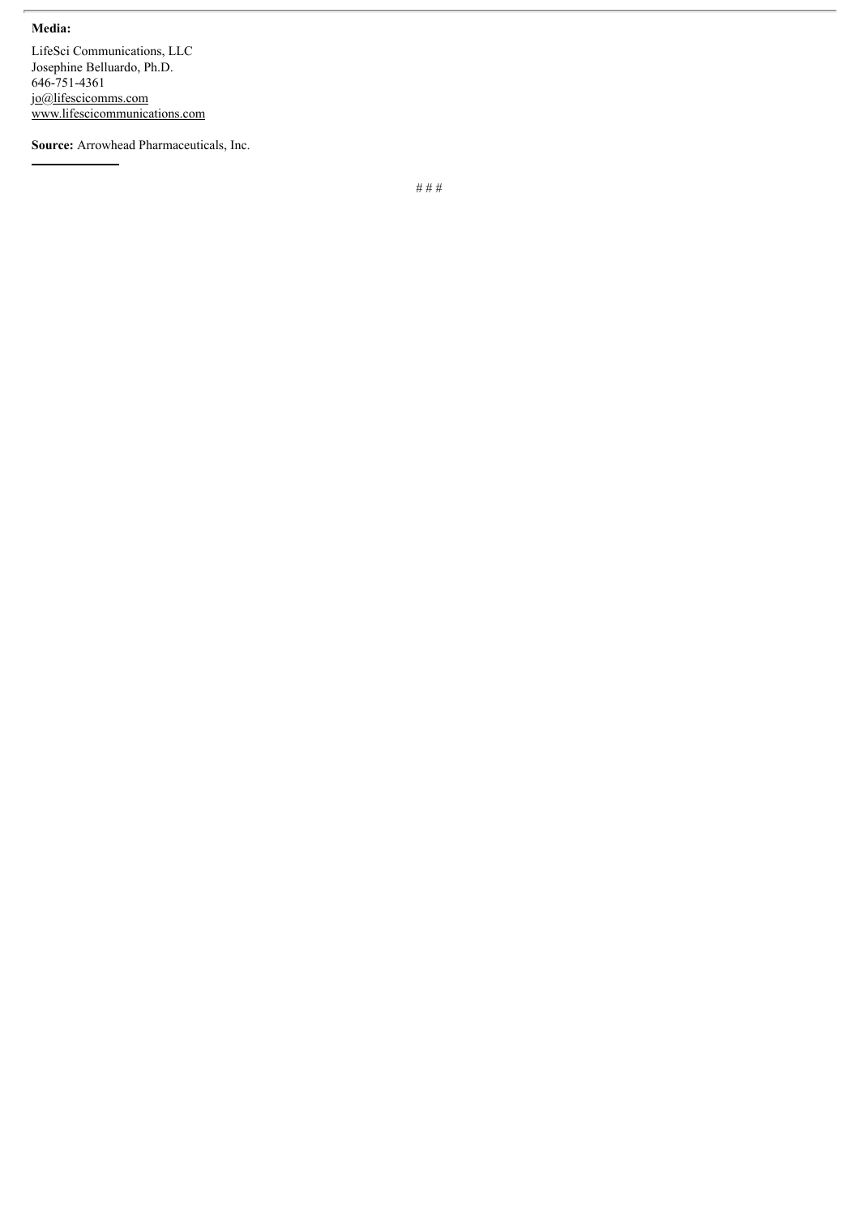**Media:**

LifeSci Communications, LLC
Josephine Belluardo, Ph.D.
646-751-4361
jo@lifescicomms.com
www.lifescicommunications.com

**Source:** Arrowhead Pharmaceuticals, Inc.

# # #